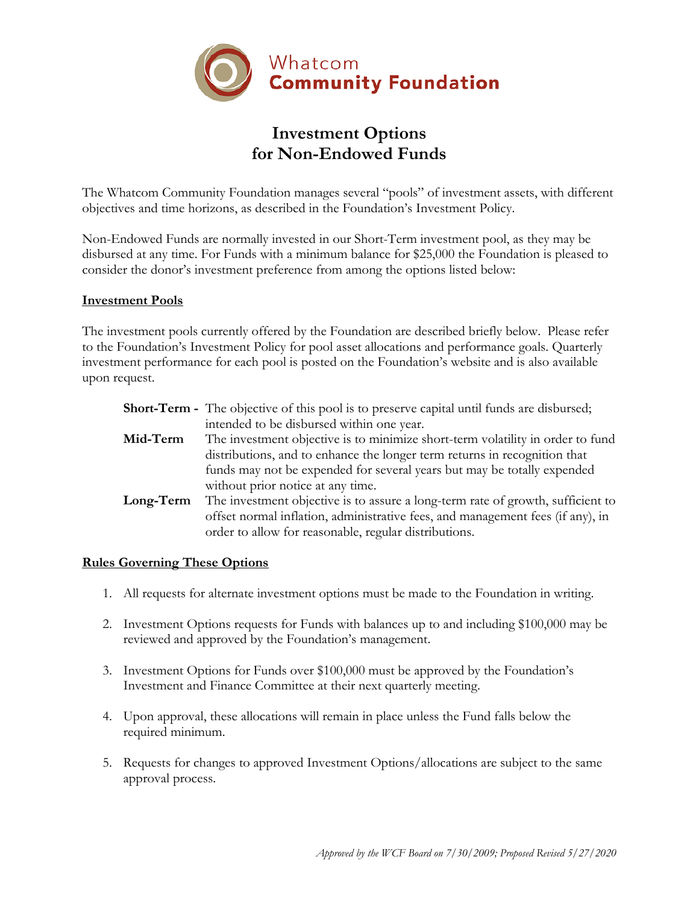Whatcom
**Community Foundation**

# Investment Options for Non-Endowed Funds

The Whatcom Community Foundation manages several "pools" of investment assets, with different objectives and time horizons, as described in the Foundation's Investment Policy.

Non-Endowed Funds are normally invested in our Short-Term investment pool, as they may be disbursed at any time. For Funds with a minimum balance for $25,000 the Foundation is pleased to consider the donor's investment preference from among the options listed below:

## Investment Pools

The investment pools currently offered by the Foundation are described briefly below. Please refer to the Foundation's Investment Policy for pool asset allocations and performance goals. Quarterly investment performance for each pool is posted on the Foundation's website and is also available upon request.

**Short-Term -** The objective of this pool is to preserve capital until funds are disbursed; intended to be disbursed within one year.

**Mid-Term** The investment objective is to minimize short-term volatility in order to fund distributions, and to enhance the longer term returns in recognition that funds may not be expended for several years but may be totally expended without prior notice at any time.

**Long-Term** The investment objective is to assure a long-term rate of growth, sufficient to offset normal inflation, administrative fees, and management fees (if any), in order to allow for reasonable, regular distributions.

## Rules Governing These Options

1. All requests for alternate investment options must be made to the Foundation in writing.
2. Investment Options requests for Funds with balances up to and including $100,000 may be reviewed and approved by the Foundation's management.
3. Investment Options for Funds over $100,000 must be approved by the Foundation's Investment and Finance Committee at their next quarterly meeting.
4. Upon approval, these allocations will remain in place unless the Fund falls below the required minimum.
5. Requests for changes to approved Investment Options/allocations are subject to the same approval process.

*Approved by the WCF Board on 7/30/2009; Proposed Revised 5/27/2020*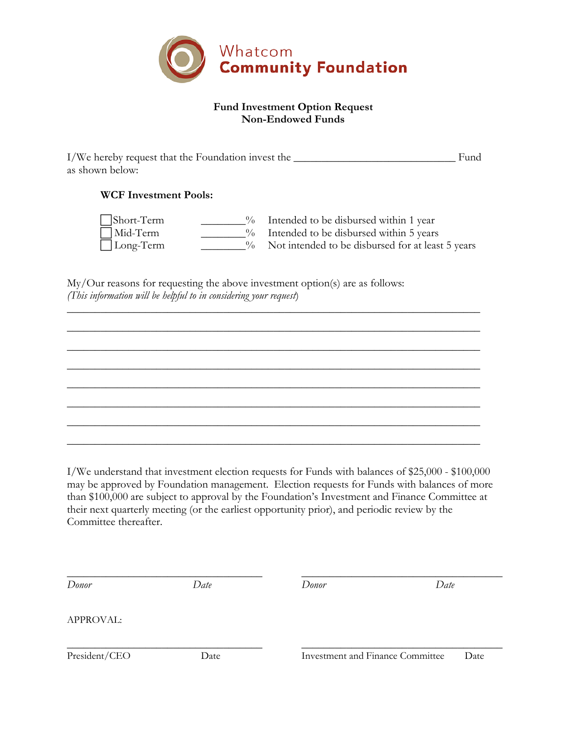Whatcom
**Community Foundation**

**Fund Investment Option Request**
**Non-Endowed Funds**

I/We hereby request that the Foundation invest the ______________________________ Fund as shown below:

**WCF Investment Pools:**

☐ Short-Term ________% Intended to be disbursed within 1 year
☐ Mid-Term ________% Intended to be disbursed within 5 years
☐ Long-Term ________% Not intended to be disbursed for at least 5 years

My/Our reasons for requesting the above investment option(s) are as follows:
*(This information will be helpful to in considering your request)*

______________________________________________________________________________

______________________________________________________________________________

______________________________________________________________________________

______________________________________________________________________________

______________________________________________________________________________

______________________________________________________________________________

______________________________________________________________________________

______________________________________________________________________________

I/We understand that investment election requests for Funds with balances of $25,000 - $100,000 may be approved by Foundation management. Election requests for Funds with balances of more than $100,000 are subject to approval by the Foundation's Investment and Finance Committee at their next quarterly meeting (or the earliest opportunity prior), and periodic review by the Committee thereafter.

____________________________________
*Donor* *Date*

____________________________________
*Donor* *Date*

APPROVAL:

____________________________________
President/CEO Date

____________________________________
Investment and Finance Committee Date